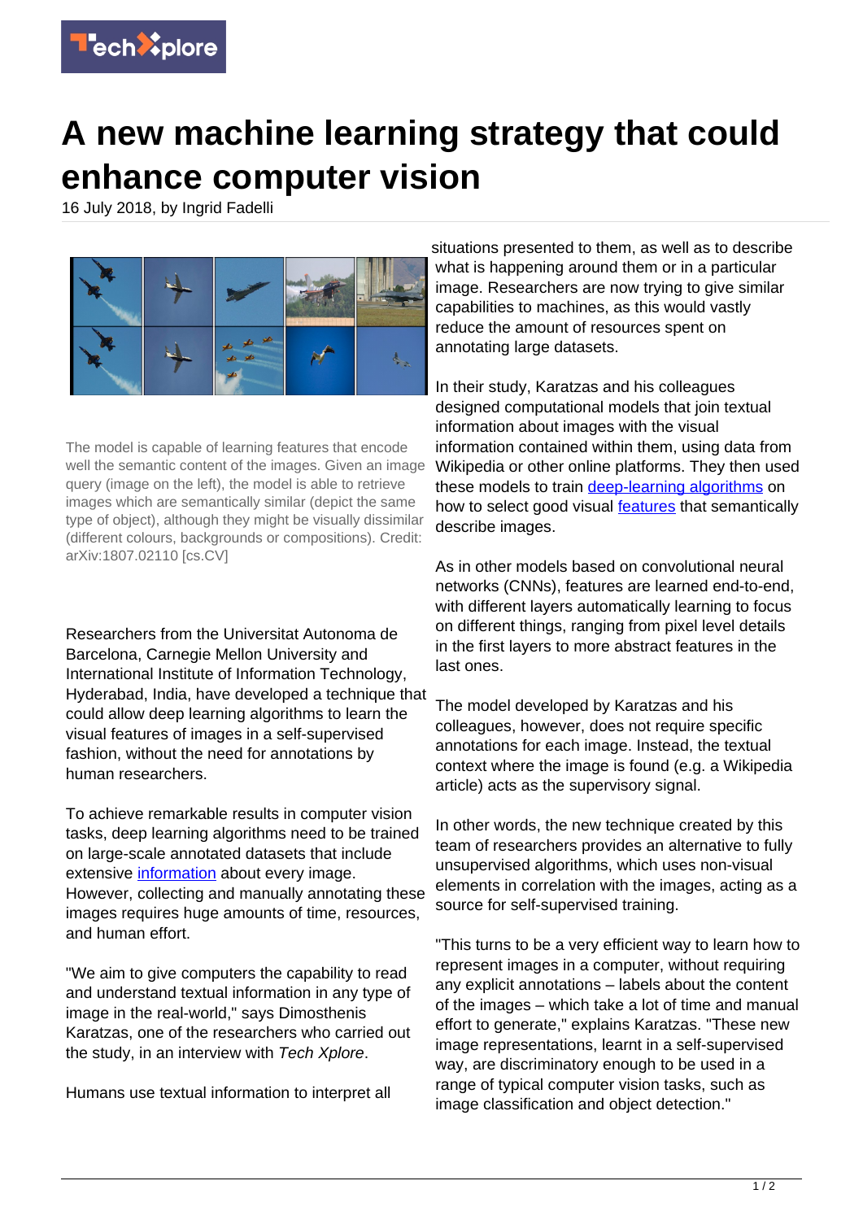# A new machine learning strategy that could enhance computer vision

16 July 2018, by Ingrid Fadelli

The model is capable of learning features that encode well the semantic content of the images. Given an image query (image on the left), the model is able to retrieve images which are semantically similar (depict the same type of object), although they might be visually dissimilar (different colours, backgrounds or compositions). Credit: arXiv:1807.02110 [cs.CV]

Researchers from the Universitat Autonoma de Barcelona, Carnegie Mellon University and International Institute of Information Technology, Hyderabad, India, have developed a technique that could allow deep learning algorithms to learn the visual features of images in a self-supervised fashion, without the need for annotations by human researchers.

To achieve remarkable results in computer vision tasks, deep learning algorithms need to be trained on large-scale annotated datasets that include extensive information about every image. However, collecting and manually annotating these images requires huge amounts of time, resources, and human effort.

"We aim to give computers the capability to read and understand textual information in any type of image in the real-world," says Dimosthenis Karatzas, one of the researchers who carried out the study, in an interview with *Tech Xplore*.

Humans use textual information to interpret all situations presented to them, as well as to describe what is happening around them or in a particular image. Researchers are now trying to give similar capabilities to machines, as this would vastly reduce the amount of resources spent on annotating large datasets.

In their study, Karatzas and his colleagues designed computational models that join textual information about images with the visual information contained within them, using data from Wikipedia or other online platforms. They then used these models to train deep-learning algorithms on how to select good visual features that semantically describe images.

As in other models based on convolutional neural networks (CNNs), features are learned end-to-end, with different layers automatically learning to focus on different things, ranging from pixel level details in the first layers to more abstract features in the last ones.

The model developed by Karatzas and his colleagues, however, does not require specific annotations for each image. Instead, the textual context where the image is found (e.g. a Wikipedia article) acts as the supervisory signal.

In other words, the new technique created by this team of researchers provides an alternative to fully unsupervised algorithms, which uses non-visual elements in correlation with the images, acting as a source for self-supervised training.

"This turns to be a very efficient way to learn how to represent images in a computer, without requiring any explicit annotations – labels about the content of the images – which take a lot of time and manual effort to generate," explains Karatzas. "These new image representations, learnt in a self-supervised way, are discriminatory enough to be used in a range of typical computer vision tasks, such as image classification and object detection."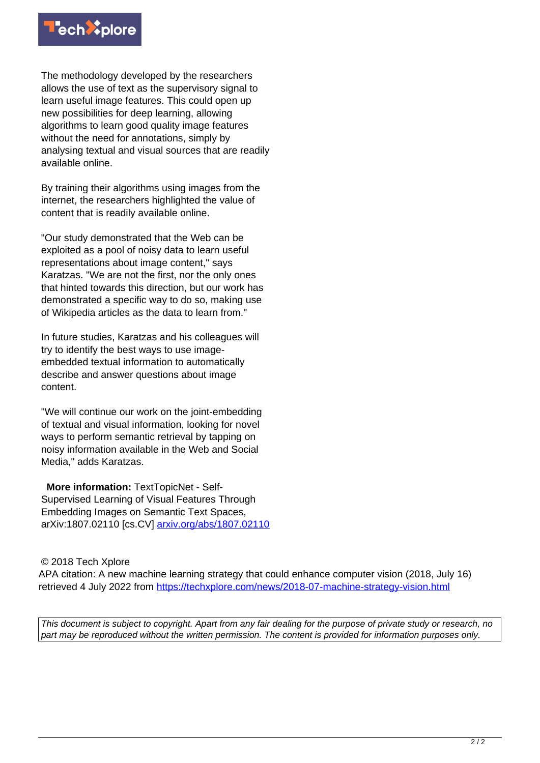The methodology developed by the researchers allows the use of text as the supervisory signal to learn useful image features. This could open up new possibilities for deep learning, allowing algorithms to learn good quality image features without the need for annotations, simply by analysing textual and visual sources that are readily available online.

By training their algorithms using images from the internet, the researchers highlighted the value of content that is readily available online.

"Our study demonstrated that the Web can be exploited as a pool of noisy data to learn useful representations about image content," says Karatzas. "We are not the first, nor the only ones that hinted towards this direction, but our work has demonstrated a specific way to do so, making use of Wikipedia articles as the data to learn from."

In future studies, Karatzas and his colleagues will try to identify the best ways to use image-embedded textual information to automatically describe and answer questions about image content.

"We will continue our work on the joint-embedding of textual and visual information, looking for novel ways to perform semantic retrieval by tapping on noisy information available in the Web and Social Media," adds Karatzas.

**More information:** TextTopicNet - Self-Supervised Learning of Visual Features Through Embedding Images on Semantic Text Spaces, arXiv:1807.02110 [cs.CV] [arxiv.org/abs/1807.02110](https://arxiv.org/abs/1807.02110)

© 2018 Tech Xplore

APA citation: A new machine learning strategy that could enhance computer vision (2018, July 16) retrieved 4 July 2022 from [https://techxplore.com/news/2018-07-machine-strategy-vision.html](https://techxplore.com/news/2018-07-machine-strategy-vision.html)

*This document is subject to copyright. Apart from any fair dealing for the purpose of private study or research, no part may be reproduced without the written permission. The content is provided for information purposes only.*